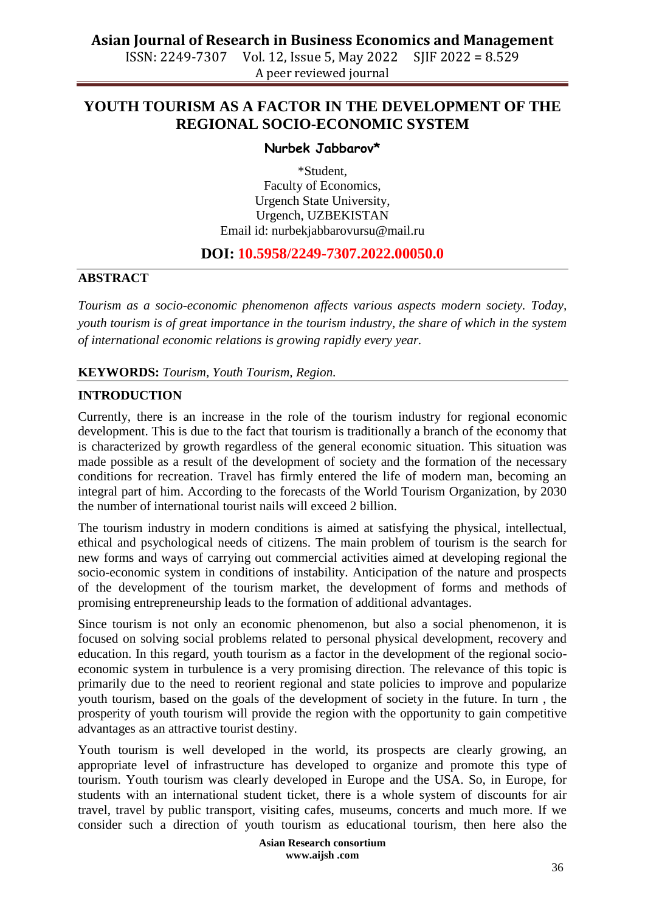# YOUTH TOURISM AS A FACTOR IN THE DEVELOPMENT OF THE REGIONAL SOCIO-ECONOMIC SYSTEM

**Nurbek Jabbarov***

*Student,
Faculty of Economics,
Urgench State University,
Urgench, UZBEKISTAN
Email id: nurbekjabbarovursu@mail.ru

**DOI: 10.5958/2249-7307.2022.00050.0**

## ABSTRACT

*Tourism as a socio-economic phenomenon affects various aspects modern society. Today, youth tourism is of great importance in the tourism industry, the share of which in the system of international economic relations is growing rapidly every year.*

**KEYWORDS:** *Tourism, Youth Tourism, Region.*

## INTRODUCTION

Currently, there is an increase in the role of the tourism industry for regional economic development. This is due to the fact that tourism is traditionally a branch of the economy that is characterized by growth regardless of the general economic situation. This situation was made possible as a result of the development of society and the formation of the necessary conditions for recreation. Travel has firmly entered the life of modern man, becoming an integral part of him. According to the forecasts of the World Tourism Organization, by 2030 the number of international tourist nails will exceed 2 billion.

The tourism industry in modern conditions is aimed at satisfying the physical, intellectual, ethical and psychological needs of citizens. The main problem of tourism is the search for new forms and ways of carrying out commercial activities aimed at developing regional the socio-economic system in conditions of instability. Anticipation of the nature and prospects of the development of the tourism market, the development of forms and methods of promising entrepreneurship leads to the formation of additional advantages.

Since tourism is not only an economic phenomenon, but also a social phenomenon, it is focused on solving social problems related to personal physical development, recovery and education. In this regard, youth tourism as a factor in the development of the regional socio-economic system in turbulence is a very promising direction. The relevance of this topic is primarily due to the need to reorient regional and state policies to improve and popularize youth tourism, based on the goals of the development of society in the future. In turn , the prosperity of youth tourism will provide the region with the opportunity to gain competitive advantages as an attractive tourist destination.

Youth tourism is well developed in the world, its prospects are clearly growing, an appropriate level of infrastructure has developed to organize and promote this type of tourism. Youth tourism was clearly developed in Europe and the USA. So, in Europe, for students with an international student ticket, there is a whole system of discounts for air travel, travel by public transport, visiting cafes, museums, concerts and much more. If we consider such a direction of youth tourism as educational tourism, then here also the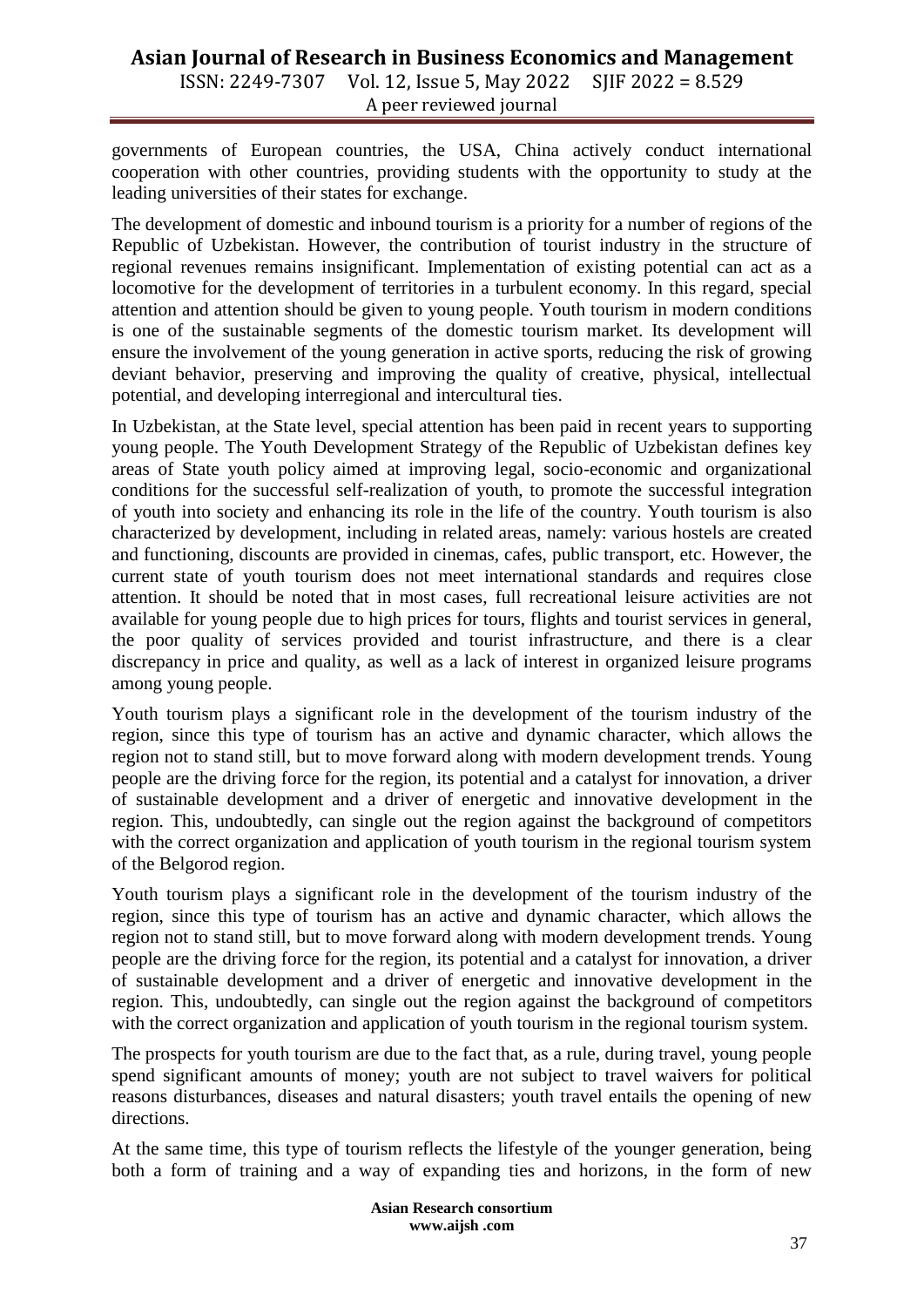governments of European countries, the USA, China actively conduct international cooperation with other countries, providing students with the opportunity to study at the leading universities of their states for exchange.

The development of domestic and inbound tourism is a priority for a number of regions of the Republic of Uzbekistan. However, the contribution of tourist industry in the structure of regional revenues remains insignificant. Implementation of existing potential can act as a locomotive for the development of territories in a turbulent economy. In this regard, special attention and attention should be given to young people. Youth tourism in modern conditions is one of the sustainable segments of the domestic tourism market. Its development will ensure the involvement of the young generation in active sports, reducing the risk of growing deviant behavior, preserving and improving the quality of creative, physical, intellectual potential, and developing interregional and intercultural ties.

In Uzbekistan, at the State level, special attention has been paid in recent years to supporting young people. The Youth Development Strategy of the Republic of Uzbekistan defines key areas of State youth policy aimed at improving legal, socio-economic and organizational conditions for the successful self-realization of youth, to promote the successful integration of youth into society and enhancing its role in the life of the country. Youth tourism is also characterized by development, including in related areas, namely: various hostels are created and functioning, discounts are provided in cinemas, cafes, public transport, etc. However, the current state of youth tourism does not meet international standards and requires close attention. It should be noted that in most cases, full recreational leisure activities are not available for young people due to high prices for tours, flights and tourist services in general, the poor quality of services provided and tourist infrastructure, and there is a clear discrepancy in price and quality, as well as a lack of interest in organized leisure programs among young people.

Youth tourism plays a significant role in the development of the tourism industry of the region, since this type of tourism has an active and dynamic character, which allows the region not to stand still, but to move forward along with modern development trends. Young people are the driving force for the region, its potential and a catalyst for innovation, a driver of sustainable development and a driver of energetic and innovative development in the region. This, undoubtedly, can single out the region against the background of competitors with the correct organization and application of youth tourism in the regional tourism system of the Belgorod region.

Youth tourism plays a significant role in the development of the tourism industry of the region, since this type of tourism has an active and dynamic character, which allows the region not to stand still, but to move forward along with modern development trends. Young people are the driving force for the region, its potential and a catalyst for innovation, a driver of sustainable development and a driver of energetic and innovative development in the region. This, undoubtedly, can single out the region against the background of competitors with the correct organization and application of youth tourism in the regional tourism system.

The prospects for youth tourism are due to the fact that, as a rule, during travel, young people spend significant amounts of money; youth are not subject to travel waivers for political reasons disturbances, diseases and natural disasters; youth travel entails the opening of new directions.

At the same time, this type of tourism reflects the lifestyle of the younger generation, being both a form of training and a way of expanding ties and horizons, in the form of new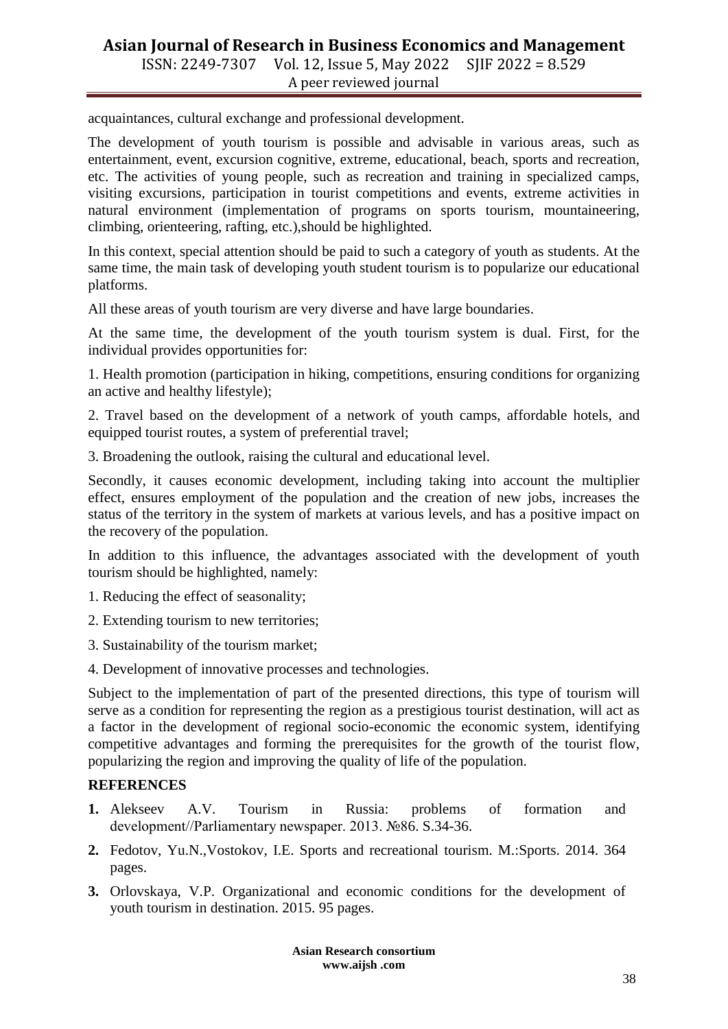acquaintances, cultural exchange and professional development.

The development of youth tourism is possible and advisable in various areas, such as entertainment, event, excursion cognitive, extreme, educational, beach, sports and recreation, etc. The activities of young people, such as recreation and training in specialized camps, visiting excursions, participation in tourist competitions and events, extreme activities in natural environment (implementation of programs on sports tourism, mountaineering, climbing, orienteering, rafting, etc.),should be highlighted.

In this context, special attention should be paid to such a category of youth as students. At the same time, the main task of developing youth student tourism is to popularize our educational platforms.

All these areas of youth tourism are very diverse and have large boundaries.

At the same time, the development of the youth tourism system is dual. First, for the individual provides opportunities for:

1. Health promotion (participation in hiking, competitions, ensuring conditions for organizing an active and healthy lifestyle);
2. Travel based on the development of a network of youth camps, affordable hotels, and equipped tourist routes, a system of preferential travel;
3. Broadening the outlook, raising the cultural and educational level.

Secondly, it causes economic development, including taking into account the multiplier effect, ensures employment of the population and the creation of new jobs, increases the status of the territory in the system of markets at various levels, and has a positive impact on the recovery of the population.

In addition to this influence, the advantages associated with the development of youth tourism should be highlighted, namely:

1. Reducing the effect of seasonality;
2. Extending tourism to new territories;
3. Sustainability of the tourism market;
4. Development of innovative processes and technologies.

Subject to the implementation of part of the presented directions, this type of tourism will serve as a condition for representing the region as a prestigious tourist destination, will act as a factor in the development of regional socio-economic the economic system, identifying competitive advantages and forming the prerequisites for the growth of the tourist flow, popularizing the region and improving the quality of life of the population.

## REFERENCES

1. Alekseev A.V. Tourism in Russia: problems of formation and development//Parliamentary newspaper. 2013. №86. S.34-36.
2. Fedotov, Yu.N.,Vostokov, I.E. Sports and recreational tourism. M.:Sports. 2014. 364 pages.
3. Orlovskaya, V.P. Organizational and economic conditions for the development of youth tourism in destination. 2015. 95 pages.